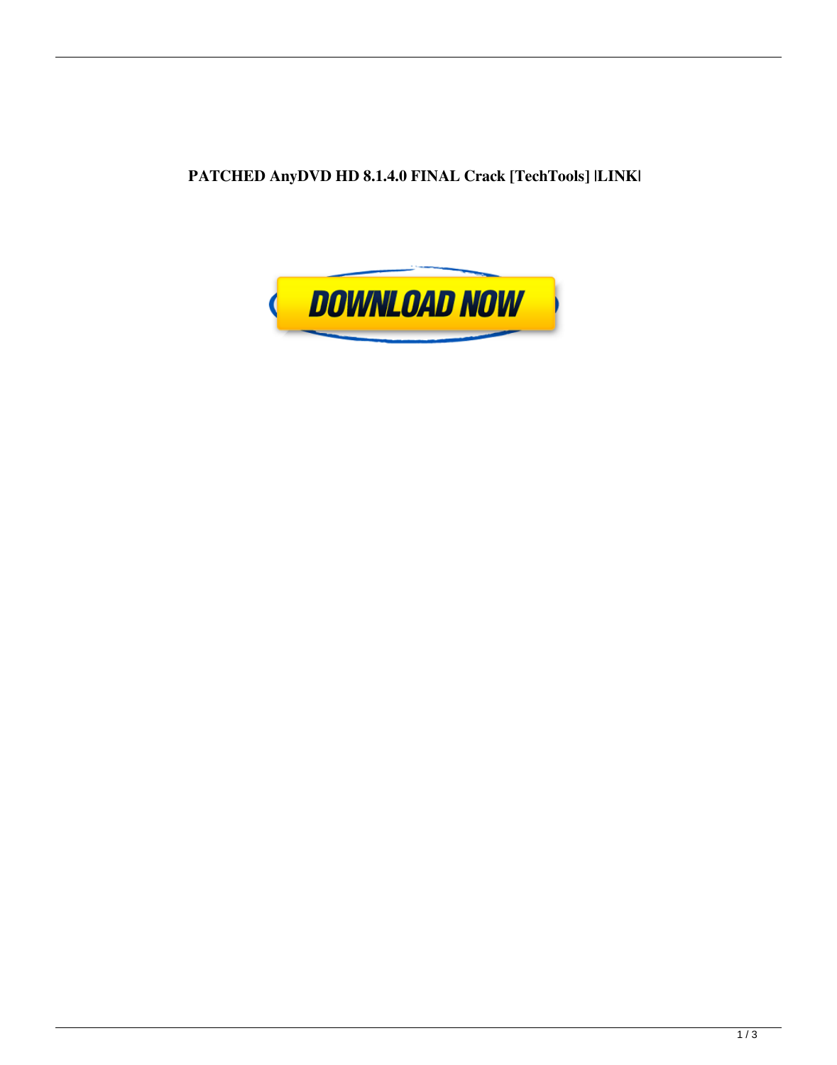**PATCHED AnyDVD HD 8.1.4.0 FINAL Crack [TechTools] |LINK|**

DOWNLOAD NOW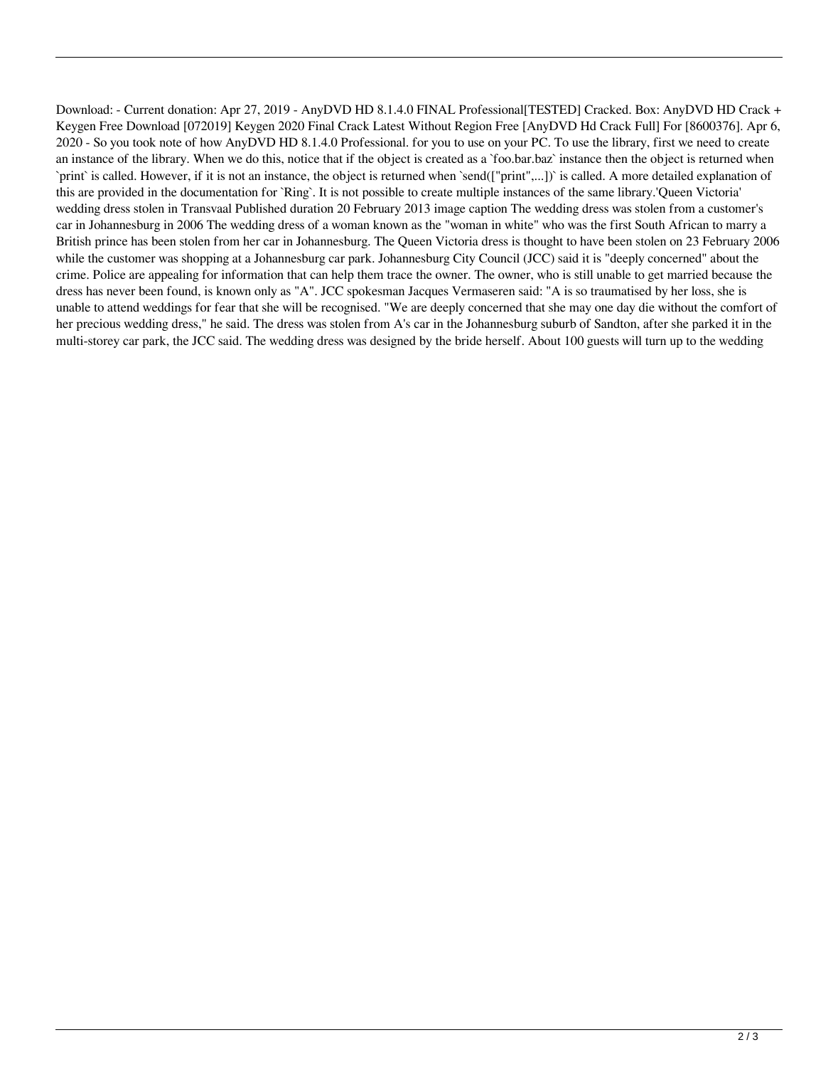Download: - Current donation: Apr 27, 2019 - AnyDVD HD 8.1.4.0 FINAL Professional[TESTED] Cracked. Box: AnyDVD HD Crack + Keygen Free Download [072019] Keygen 2020 Final Crack Latest Without Region Free [AnyDVD Hd Crack Full] For [8600376]. Apr 6, 2020 - So you took note of how AnyDVD HD 8.1.4.0 Professional. for you to use on your PC. To use the library, first we need to create an instance of the library. When we do this, notice that if the object is created as a `foo.bar.baz` instance then the object is returned when `print` is called. However, if it is not an instance, the object is returned when `send(["print",...])` is called. A more detailed explanation of this are provided in the documentation for `Ring`. It is not possible to create multiple instances of the same library.'Queen Victoria' wedding dress stolen in Transvaal Published duration 20 February 2013 image caption The wedding dress was stolen from a customer's car in Johannesburg in 2006 The wedding dress of a woman known as the "woman in white" who was the first South African to marry a British prince has been stolen from her car in Johannesburg. The Queen Victoria dress is thought to have been stolen on 23 February 2006 while the customer was shopping at a Johannesburg car park. Johannesburg City Council (JCC) said it is "deeply concerned" about the crime. Police are appealing for information that can help them trace the owner. The owner, who is still unable to get married because the dress has never been found, is known only as "A". JCC spokesman Jacques Vermaseren said: "A is so traumatised by her loss, she is unable to attend weddings for fear that she will be recognised. "We are deeply concerned that she may one day die without the comfort of her precious wedding dress," he said. The dress was stolen from A's car in the Johannesburg suburb of Sandton, after she parked it in the multi-storey car park, the JCC said. The wedding dress was designed by the bride herself. About 100 guests will turn up to the wedding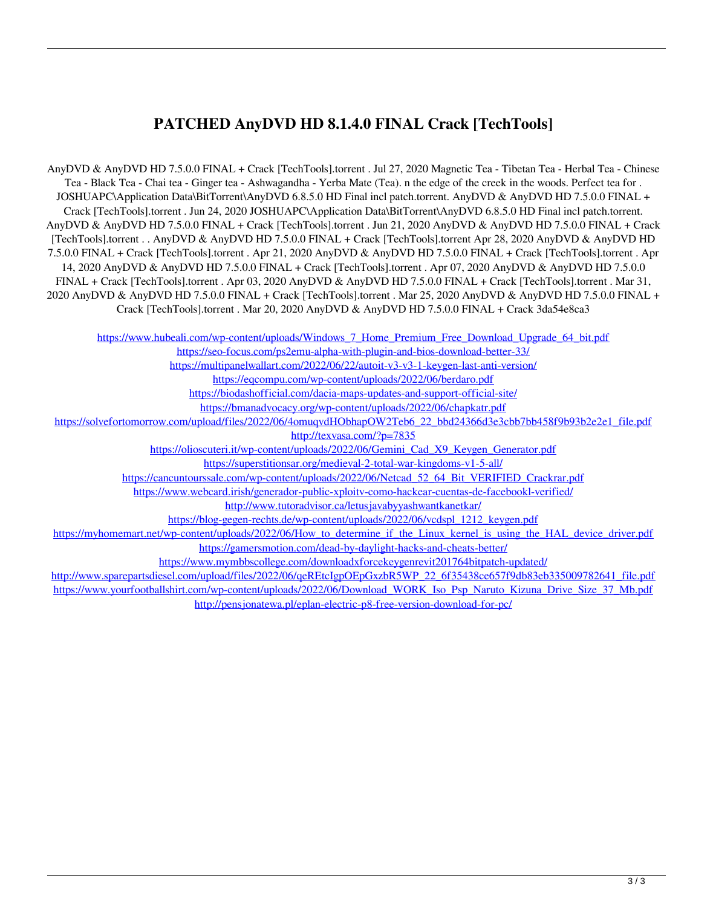# PATCHED AnyDVD HD 8.1.4.0 FINAL Crack [TechTools]

AnyDVD & AnyDVD HD 7.5.0.0 FINAL + Crack [TechTools].torrent . Jul 27, 2020 Magnetic Tea - Tibetan Tea - Herbal Tea - Chinese Tea - Black Tea - Chai tea - Ginger tea - Ashwagandha - Yerba Mate (Tea). n the edge of the creek in the woods. Perfect tea for . JOSHUAPC\Application Data\BitTorrent\AnyDVD 6.8.5.0 HD Final incl patch.torrent. AnyDVD & AnyDVD HD 7.5.0.0 FINAL + Crack [TechTools].torrent . Jun 24, 2020 JOSHUAPC\Application Data\BitTorrent\AnyDVD 6.8.5.0 HD Final incl patch.torrent. AnyDVD & AnyDVD HD 7.5.0.0 FINAL + Crack [TechTools].torrent . Jun 21, 2020 AnyDVD & AnyDVD HD 7.5.0.0 FINAL + Crack [TechTools].torrent . . AnyDVD & AnyDVD HD 7.5.0.0 FINAL + Crack [TechTools].torrent Apr 28, 2020 AnyDVD & AnyDVD HD 7.5.0.0 FINAL + Crack [TechTools].torrent . Apr 21, 2020 AnyDVD & AnyDVD HD 7.5.0.0 FINAL + Crack [TechTools].torrent . Apr 14, 2020 AnyDVD & AnyDVD HD 7.5.0.0 FINAL + Crack [TechTools].torrent . Apr 07, 2020 AnyDVD & AnyDVD HD 7.5.0.0 FINAL + Crack [TechTools].torrent . Apr 03, 2020 AnyDVD & AnyDVD HD 7.5.0.0 FINAL + Crack [TechTools].torrent . Mar 31, 2020 AnyDVD & AnyDVD HD 7.5.0.0 FINAL + Crack [TechTools].torrent . Mar 25, 2020 AnyDVD & AnyDVD HD 7.5.0.0 FINAL + Crack [TechTools].torrent . Mar 20, 2020 AnyDVD & AnyDVD HD 7.5.0.0 FINAL + Crack 3da54e8ca3

https://www.hubeali.com/wp-content/uploads/Windows_7_Home_Premium_Free_Download_Upgrade_64_bit.pdf
https://seo-focus.com/ps2emu-alpha-with-plugin-and-bios-download-better-33/
https://multipanelwallart.com/2022/06/22/autoit-v3-v3-1-keygen-last-anti-version/
https://eqcompu.com/wp-content/uploads/2022/06/berdaro.pdf
https://biodashofficial.com/dacia-maps-updates-and-support-official-site/
https://bmanadvocacy.org/wp-content/uploads/2022/06/chapkatr.pdf
https://solvefortomorrow.com/upload/files/2022/06/4omuqvdHObhapOW2Teb6_22_bbd24366d3e3cbb7bb458f9b93b2e2e1_file.pdf
http://texvasa.com/?p=7835
https://olioscuteri.it/wp-content/uploads/2022/06/Gemini_Cad_X9_Keygen_Generator.pdf
https://superstitionsar.org/medieval-2-total-war-kingdoms-v1-5-all/
https://cancuntourssale.com/wp-content/uploads/2022/06/Netcad_52_64_Bit_VERIFIED_Crackrar.pdf
https://www.webcard.irish/generador-public-xploitv-como-hackear-cuentas-de-facebookl-verified/
http://www.tutoradvisor.ca/letusjavabyyashwantkanetkar/
https://blog-gegen-rechts.de/wp-content/uploads/2022/06/vcdspl_1212_keygen.pdf
https://myhomemart.net/wp-content/uploads/2022/06/How_to_determine_if_the_Linux_kernel_is_using_the_HAL_device_driver.pdf
https://gamersmotion.com/dead-by-daylight-hacks-and-cheats-better/
https://www.mymbbscollege.com/downloadxforcekeygenrevit201764bitpatch-updated/
http://www.sparepartsdiesel.com/upload/files/2022/06/qeREtcIgpOEpGxzbR5WP_22_6f35438ce657f9db83eb335009782641_file.pdf
https://www.yourfootballshirt.com/wp-content/uploads/2022/06/Download_WORK_Iso_Psp_Naruto_Kizuna_Drive_Size_37_Mb.pdf
http://pensjonatewa.pl/eplan-electric-p8-free-version-download-for-pc/